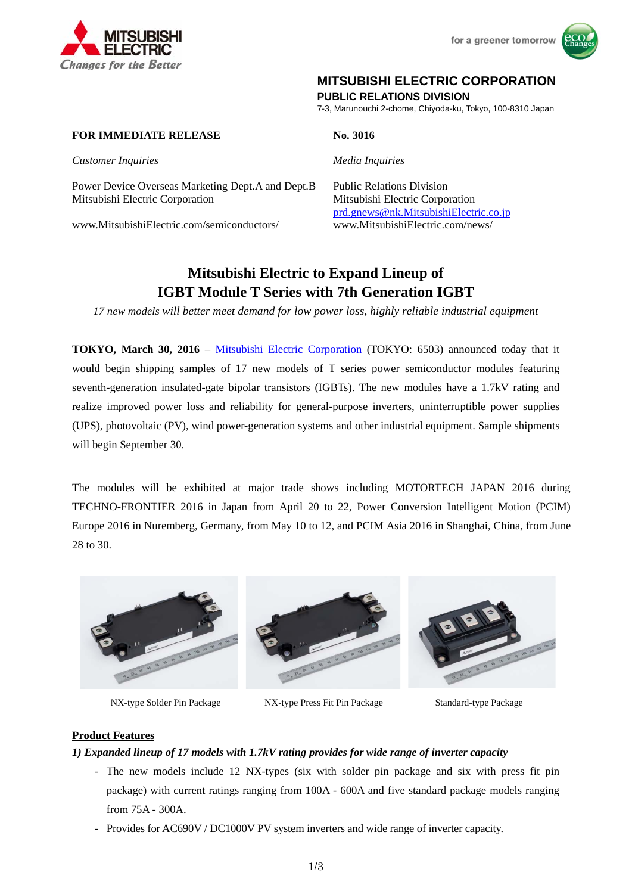MITSUBISHI ELECTRIC
Changes for the Better

for a greener tomorrow

**MITSUBISHI ELECTRIC CORPORATION**
**PUBLIC RELATIONS DIVISION**
7-3, Marunouchi 2-chome, Chiyoda-ku, Tokyo, 100-8310 Japan

**FOR IMMEDIATE RELEASE** | **No. 3016**

*Customer Inquiries*

Power Device Overseas Marketing Dept.A and Dept.B
Mitsubishi Electric Corporation

www.MitsubishiElectric.com/semiconductors/

*Media Inquiries*

Public Relations Division
Mitsubishi Electric Corporation
prd.gnews@nk.MitsubishiElectric.co.jp
www.MitsubishiElectric.com/news/

# Mitsubishi Electric to Expand Lineup of IGBT Module T Series with 7th Generation IGBT

*17 new models will better meet demand for low power loss, highly reliable industrial equipment*

**TOKYO, March 30, 2016** – Mitsubishi Electric Corporation (TOKYO: 6503) announced today that it would begin shipping samples of 17 new models of T series power semiconductor modules featuring seventh-generation insulated-gate bipolar transistors (IGBTs). The new modules have a 1.7kV rating and realize improved power loss and reliability for general-purpose inverters, uninterruptible power supplies (UPS), photovoltaic (PV), wind power-generation systems and other industrial equipment. Sample shipments will begin September 30.

The modules will be exhibited at major trade shows including MOTORTECH JAPAN 2016 during TECHNO-FRONTIER 2016 in Japan from April 20 to 22, Power Conversion Intelligent Motion (PCIM) Europe 2016 in Nuremberg, Germany, from May 10 to 12, and PCIM Asia 2016 in Shanghai, China, from June 28 to 30.

NX-type Solder Pin Package

NX-type Press Fit Pin Package

Standard-type Package

## Product Features

***1) Expanded lineup of 17 models with 1.7kV rating provides for wide range of inverter capacity***

- The new models include 12 NX-types (six with solder pin package and six with press fit pin package) with current ratings ranging from 100A - 600A and five standard package models ranging from 75A - 300A.
- Provides for AC690V / DC1000V PV system inverters and wide range of inverter capacity.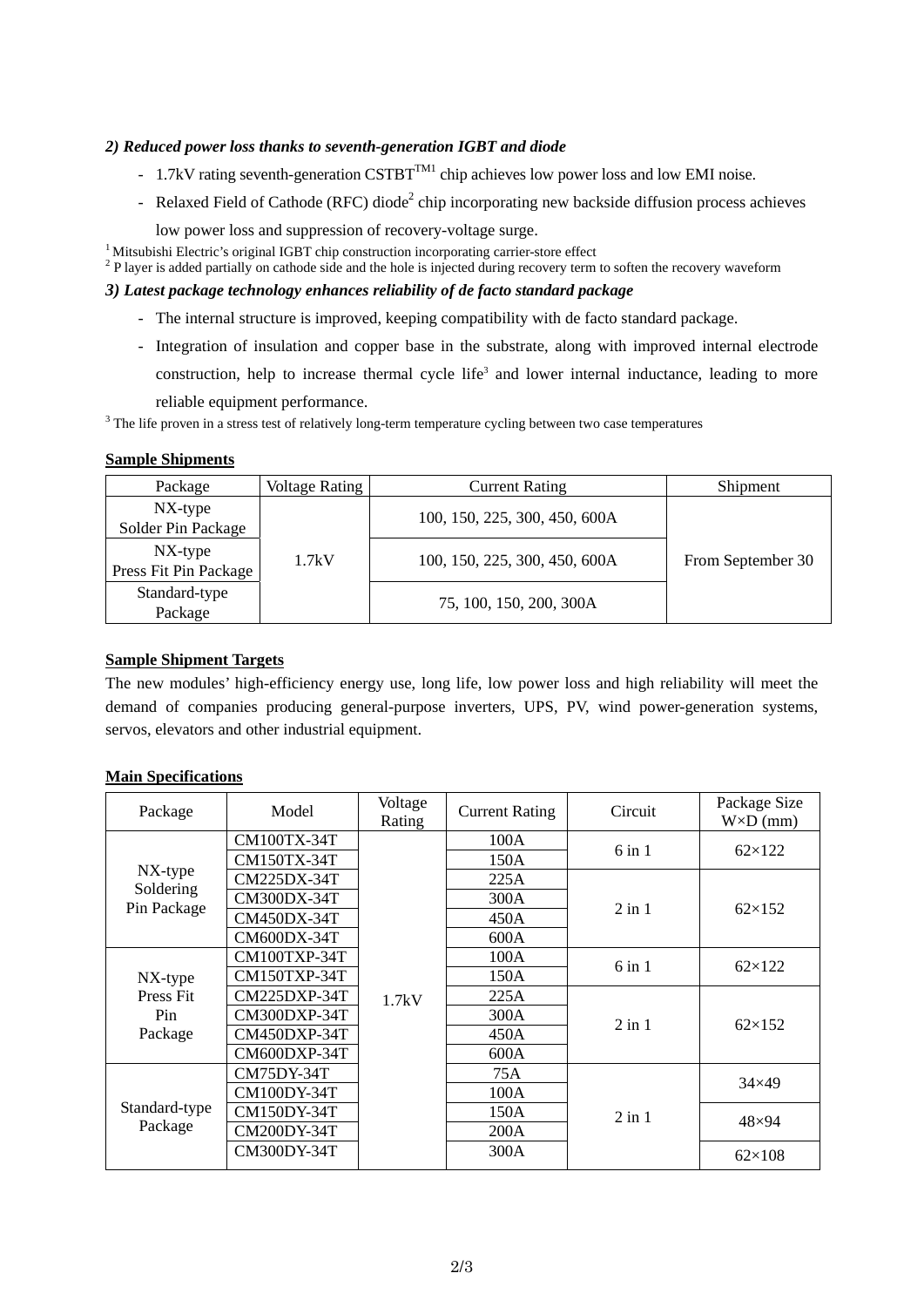***2) Reduced power loss thanks to seventh-generation IGBT and diode***

- 1.7kV rating seventh-generation CSTBT[TM1] chip achieves low power loss and low EMI noise.
- Relaxed Field of Cathode (RFC) diode[2] chip incorporating new backside diffusion process achieves low power loss and suppression of recovery-voltage surge.

[1] Mitsubishi Electric's original IGBT chip construction incorporating carrier-store effect
[2] P layer is added partially on cathode side and the hole is injected during recovery term to soften the recovery waveform

***3) Latest package technology enhances reliability of de facto standard package***

- The internal structure is improved, keeping compatibility with de facto standard package.
- Integration of insulation and copper base in the substrate, along with improved internal electrode construction, help to increase thermal cycle life[3] and lower internal inductance, leading to more reliable equipment performance.

[3] The life proven in a stress test of relatively long-term temperature cycling between two case temperatures

**Sample Shipments**

| Package | Voltage Rating | Current Rating | Shipment |
|---|---|---|---|
| NX-type Solder Pin Package | 1.7kV | 100, 150, 225, 300, 450, 600A | From September 30 |
| NX-type Press Fit Pin Package | | 100, 150, 225, 300, 450, 600A | |
| Standard-type Package | | 75, 100, 150, 200, 300A | |

**Sample Shipment Targets**

The new modules' high-efficiency energy use, long life, low power loss and high reliability will meet the demand of companies producing general-purpose inverters, UPS, PV, wind power-generation systems, servos, elevators and other industrial equipment.

**Main Specifications**

| Package | Model | Voltage Rating | Current Rating | Circuit | Package Size W×D (mm) |
|---|---|---|---|---|---|
| NX-type Soldering Pin Package | CM100TX-34T | 1.7kV | 100A | 6 in 1 | 62×122 |
| | CM150TX-34T | | 150A | | |
| | CM225DX-34T | | 225A | 2 in 1 | 62×152 |
| | CM300DX-34T | | 300A | | |
| | CM450DX-34T | | 450A | | |
| | CM600DX-34T | | 600A | | |
| NX-type Press Fit Pin Package | CM100TXP-34T | | 100A | 6 in 1 | 62×122 |
| | CM150TXP-34T | | 150A | | |
| | CM225DXP-34T | | 225A | 2 in 1 | 62×152 |
| | CM300DXP-34T | | 300A | | |
| | CM450DXP-34T | | 450A | | |
| | CM600DXP-34T | | 600A | | |
| Standard-type Package | CM75DY-34T | | 75A | 2 in 1 | 34×49 |
| | CM100DY-34T | | 100A | | |
| | CM150DY-34T | | 150A | | 48×94 |
| | CM200DY-34T | | 200A | | |
| | CM300DY-34T | | 300A | | 62×108 |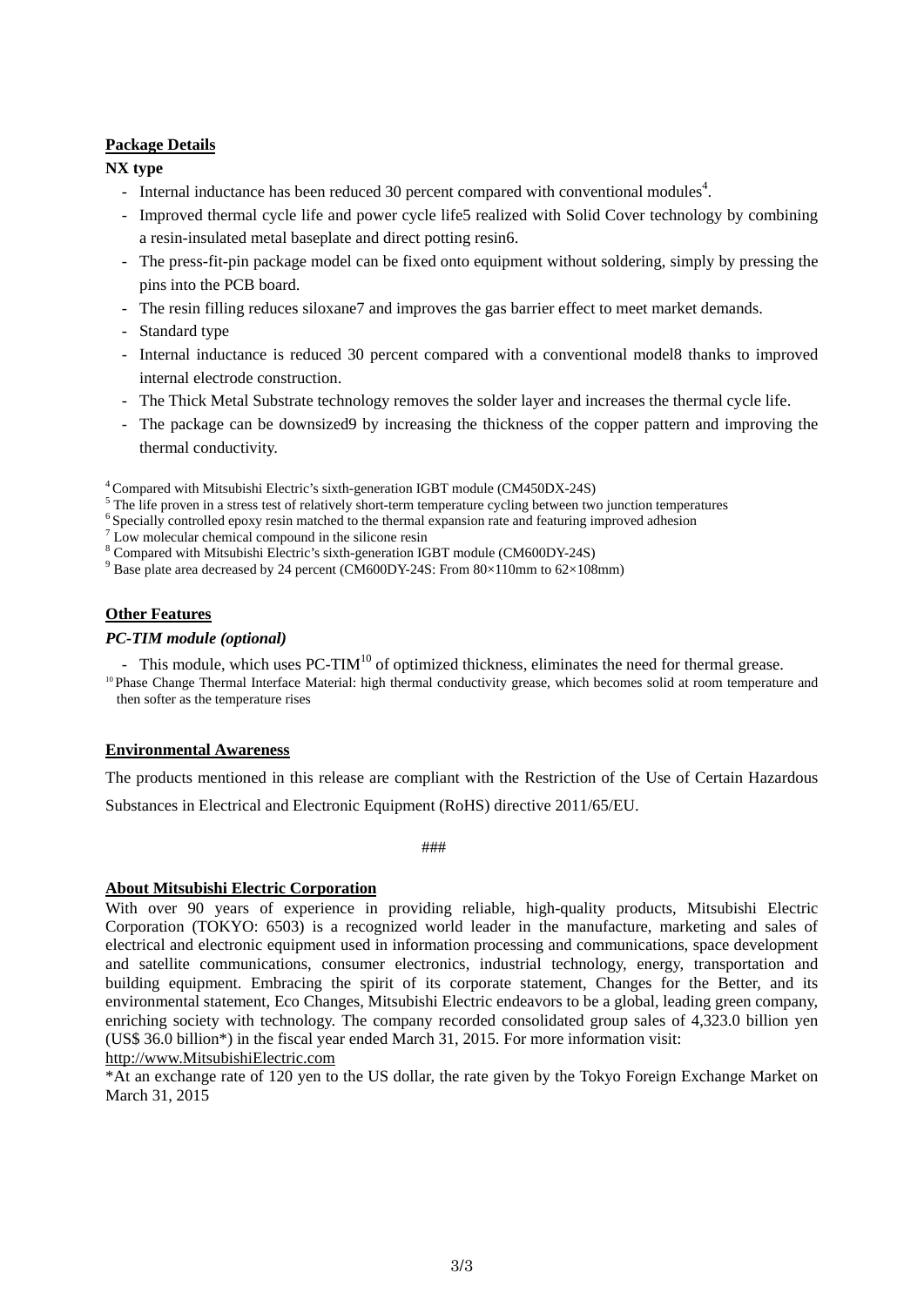**Package Details**

**NX type**

- Internal inductance has been reduced 30 percent compared with conventional modules[4].
- Improved thermal cycle life and power cycle life5 realized with Solid Cover technology by combining a resin-insulated metal baseplate and direct potting resin6.
- The press-fit-pin package model can be fixed onto equipment without soldering, simply by pressing the pins into the PCB board.
- The resin filling reduces siloxane7 and improves the gas barrier effect to meet market demands.
- Standard type
- Internal inductance is reduced 30 percent compared with a conventional model8 thanks to improved internal electrode construction.
- The Thick Metal Substrate technology removes the solder layer and increases the thermal cycle life.
- The package can be downsized9 by increasing the thickness of the copper pattern and improving the thermal conductivity.

[4] Compared with Mitsubishi Electric's sixth-generation IGBT module (CM450DX-24S)
[5] The life proven in a stress test of relatively short-term temperature cycling between two junction temperatures
[6] Specially controlled epoxy resin matched to the thermal expansion rate and featuring improved adhesion
[7] Low molecular chemical compound in the silicone resin
[8] Compared with Mitsubishi Electric's sixth-generation IGBT module (CM600DY-24S)
[9] Base plate area decreased by 24 percent (CM600DY-24S: From 80×110mm to 62×108mm)

**Other Features**

***PC-TIM module (optional)***

- This module, which uses PC-TIM[10] of optimized thickness, eliminates the need for thermal grease.

[10] Phase Change Thermal Interface Material: high thermal conductivity grease, which becomes solid at room temperature and then softer as the temperature rises

**Environmental Awareness**

The products mentioned in this release are compliant with the Restriction of the Use of Certain Hazardous Substances in Electrical and Electronic Equipment (RoHS) directive 2011/65/EU.

###

**About Mitsubishi Electric Corporation**

With over 90 years of experience in providing reliable, high-quality products, Mitsubishi Electric Corporation (TOKYO: 6503) is a recognized world leader in the manufacture, marketing and sales of electrical and electronic equipment used in information processing and communications, space development and satellite communications, consumer electronics, industrial technology, energy, transportation and building equipment. Embracing the spirit of its corporate statement, Changes for the Better, and its environmental statement, Eco Changes, Mitsubishi Electric endeavors to be a global, leading green company, enriching society with technology. The company recorded consolidated group sales of 4,323.0 billion yen (US$ 36.0 billion*) in the fiscal year ended March 31, 2015. For more information visit:
http://www.MitsubishiElectric.com

*At an exchange rate of 120 yen to the US dollar, the rate given by the Tokyo Foreign Exchange Market on March 31, 2015